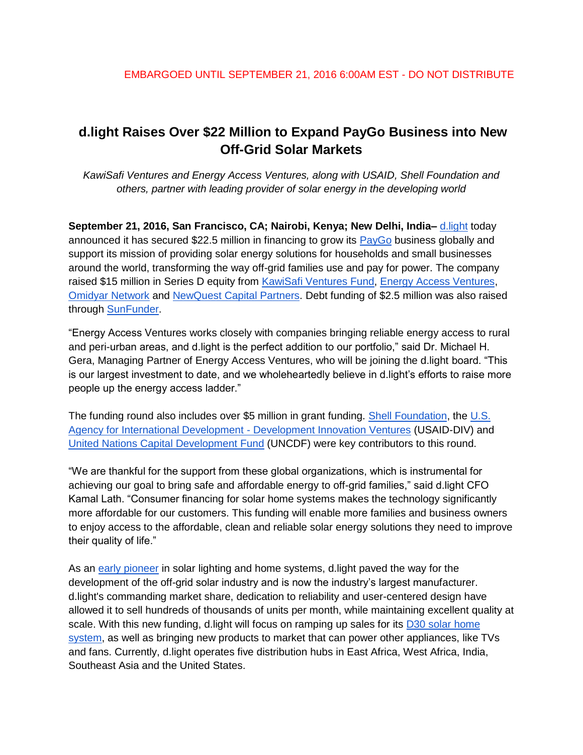EMBARGOED UNTIL SEPTEMBER 21, 2016 6:00AM EST - DO NOT DISTRIBUTE

# d.light Raises Over $22 Million to Expand PayGo Business into New Off-Grid Solar Markets

*KawiSafi Ventures and Energy Access Ventures, along with USAID, Shell Foundation and others, partner with leading provider of solar energy in the developing world*

**September 21, 2016, San Francisco, CA; Nairobi, Kenya; New Delhi, India–** d.light today announced it has secured $22.5 million in financing to grow its PayGo business globally and support its mission of providing solar energy solutions for households and small businesses around the world, transforming the way off-grid families use and pay for power. The company raised $15 million in Series D equity from KawiSafi Ventures Fund, Energy Access Ventures, Omidyar Network and NewQuest Capital Partners. Debt funding of $2.5 million was also raised through SunFunder.

"Energy Access Ventures works closely with companies bringing reliable energy access to rural and peri-urban areas, and d.light is the perfect addition to our portfolio," said Dr. Michael H. Gera, Managing Partner of Energy Access Ventures, who will be joining the d.light board. "This is our largest investment to date, and we wholeheartedly believe in d.light's efforts to raise more people up the energy access ladder."

The funding round also includes over $5 million in grant funding. Shell Foundation, the U.S. Agency for International Development - Development Innovation Ventures (USAID-DIV) and United Nations Capital Development Fund (UNCDF) were key contributors to this round.

"We are thankful for the support from these global organizations, which is instrumental for achieving our goal to bring safe and affordable energy to off-grid families," said d.light CFO Kamal Lath. "Consumer financing for solar home systems makes the technology significantly more affordable for our customers. This funding will enable more families and business owners to enjoy access to the affordable, clean and reliable solar energy solutions they need to improve their quality of life."

As an early pioneer in solar lighting and home systems, d.light paved the way for the development of the off-grid solar industry and is now the industry's largest manufacturer. d.light's commanding market share, dedication to reliability and user-centered design have allowed it to sell hundreds of thousands of units per month, while maintaining excellent quality at scale. With this new funding, d.light will focus on ramping up sales for its D30 solar home system, as well as bringing new products to market that can power other appliances, like TVs and fans. Currently, d.light operates five distribution hubs in East Africa, West Africa, India, Southeast Asia and the United States.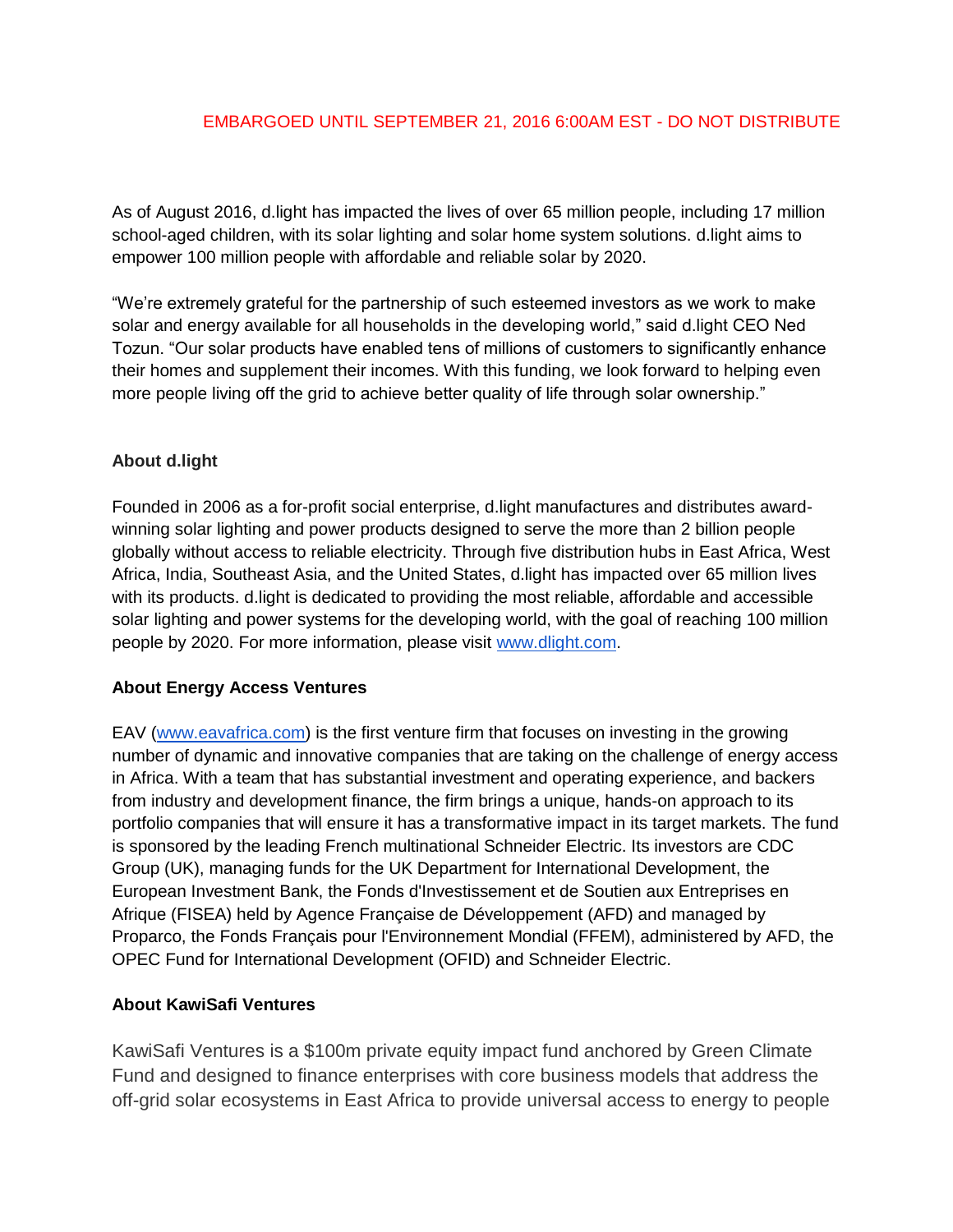EMBARGOED UNTIL SEPTEMBER 21, 2016 6:00AM EST - DO NOT DISTRIBUTE

As of August 2016, d.light has impacted the lives of over 65 million people, including 17 million school-aged children, with its solar lighting and solar home system solutions. d.light aims to empower 100 million people with affordable and reliable solar by 2020.

"We're extremely grateful for the partnership of such esteemed investors as we work to make solar and energy available for all households in the developing world," said d.light CEO Ned Tozun. "Our solar products have enabled tens of millions of customers to significantly enhance their homes and supplement their incomes. With this funding, we look forward to helping even more people living off the grid to achieve better quality of life through solar ownership."

**About d.light**

Founded in 2006 as a for-profit social enterprise, d.light manufactures and distributes award-winning solar lighting and power products designed to serve the more than 2 billion people globally without access to reliable electricity. Through five distribution hubs in East Africa, West Africa, India, Southeast Asia, and the United States, d.light has impacted over 65 million lives with its products. d.light is dedicated to providing the most reliable, affordable and accessible solar lighting and power systems for the developing world, with the goal of reaching 100 million people by 2020. For more information, please visit www.dlight.com.

**About Energy Access Ventures**

EAV (www.eavafrica.com) is the first venture firm that focuses on investing in the growing number of dynamic and innovative companies that are taking on the challenge of energy access in Africa. With a team that has substantial investment and operating experience, and backers from industry and development finance, the firm brings a unique, hands-on approach to its portfolio companies that will ensure it has a transformative impact in its target markets. The fund is sponsored by the leading French multinational Schneider Electric. Its investors are CDC Group (UK), managing funds for the UK Department for International Development, the European Investment Bank, the Fonds d'Investissement et de Soutien aux Entreprises en Afrique (FISEA) held by Agence Française de Développement (AFD) and managed by Proparco, the Fonds Français pour l'Environnement Mondial (FFEM), administered by AFD, the OPEC Fund for International Development (OFID) and Schneider Electric.

**About KawiSafi Ventures**

KawiSafi Ventures is a $100m private equity impact fund anchored by Green Climate Fund and designed to finance enterprises with core business models that address the off-grid solar ecosystems in East Africa to provide universal access to energy to people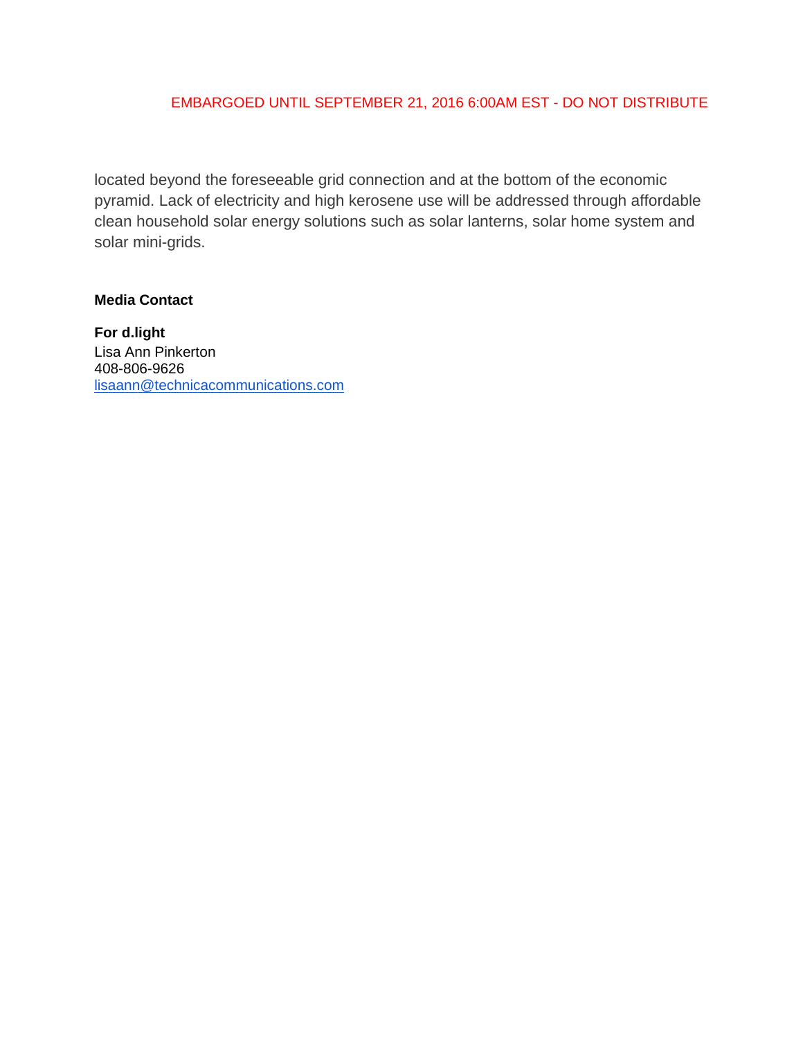EMBARGOED UNTIL SEPTEMBER 21, 2016 6:00AM EST - DO NOT DISTRIBUTE

located beyond the foreseeable grid connection and at the bottom of the economic pyramid. Lack of electricity and high kerosene use will be addressed through affordable clean household solar energy solutions such as solar lanterns, solar home system and solar mini-grids.

**Media Contact**

**For d.light**
Lisa Ann Pinkerton
408-806-9626
lisaann@technicacommunications.com